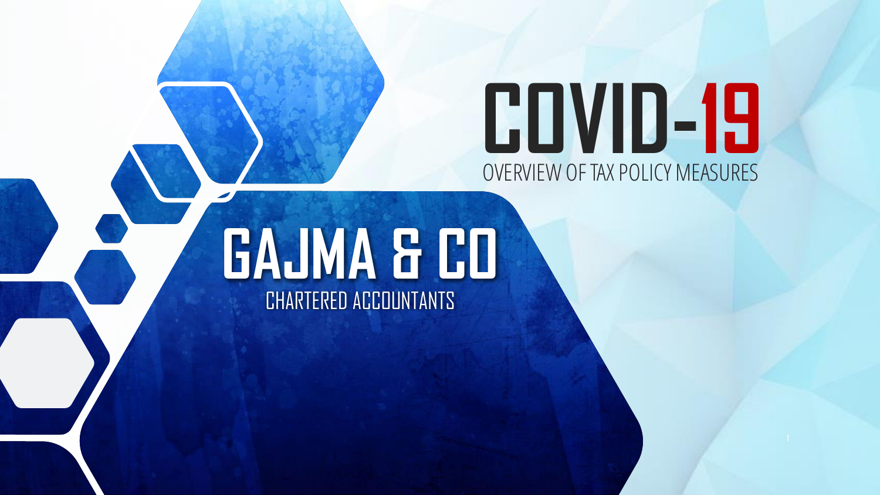# COVID-19

OVERVIEW OF TAX POLICY MEASURES

# GAJMA & CO

CHARTERED ACCOUNTANTS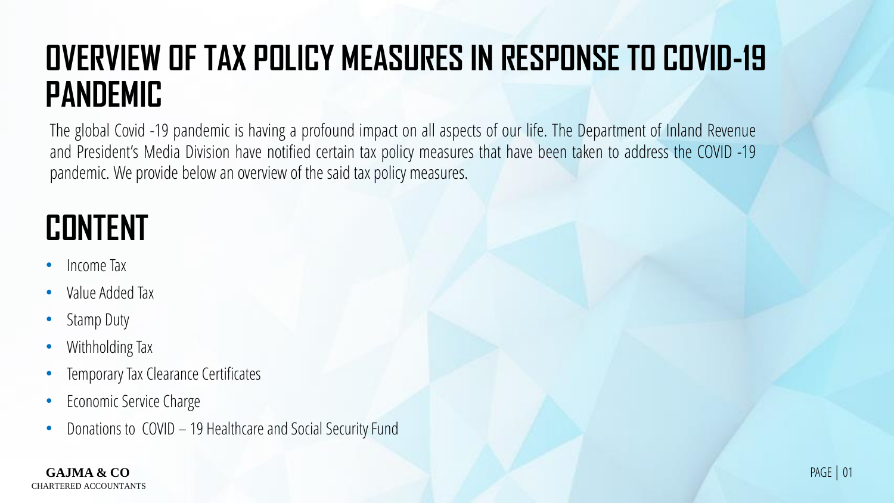# OVERVIEW OF TAX POLICY MEASURES IN RESPONSE TO COVID-19 PANDEMIC

The global Covid -19 pandemic is having a profound impact on all aspects of our life. The Department of Inland Revenue and President's Media Division have notified certain tax policy measures that have been taken to address the COVID -19 pandemic. We provide below an overview of the said tax policy measures.

# CONTENT

- Income Tax
- Value Added Tax
- Stamp Duty
- Withholding Tax
- Temporary Tax Clearance Certificates
- Economic Service Charge
- Donations to COVID – 19 Healthcare and Social Security Fund

**GAJMA & CO**
CHARTERED ACCOUNTANTS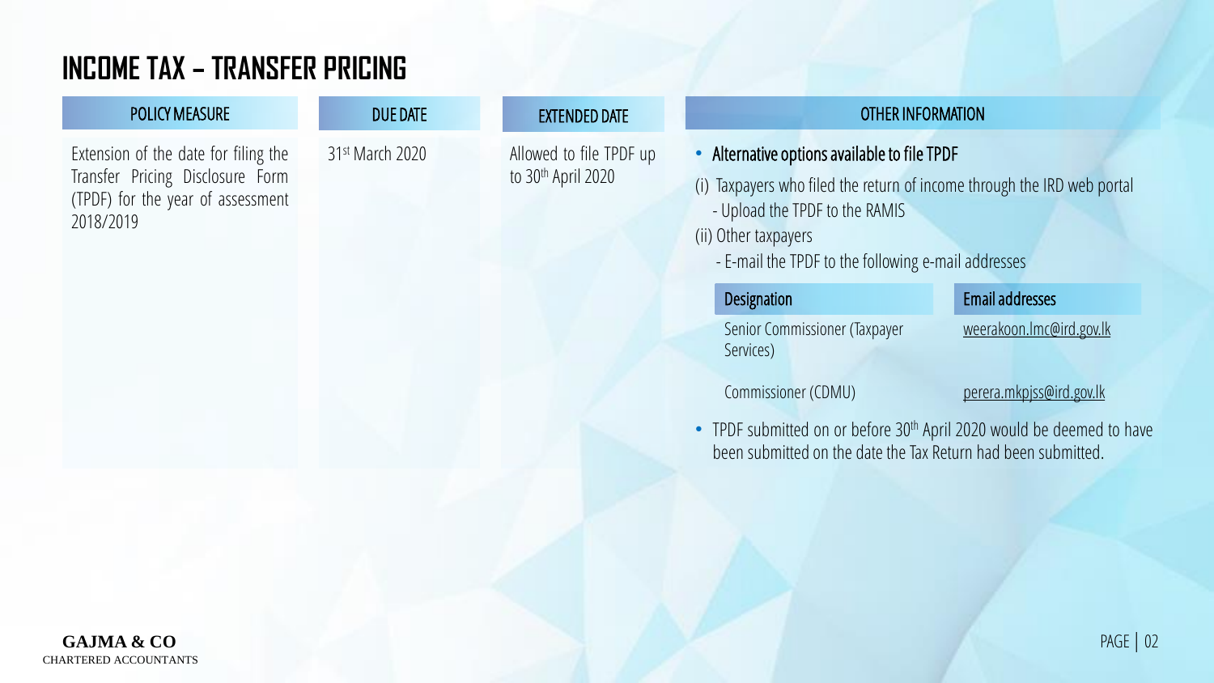# INCOME TAX – TRANSFER PRICING

| POLICY MEASURE | DUE DATE | EXTENDED DATE | OTHER INFORMATION |
| --- | --- | --- | --- |
| Extension of the date for filing the Transfer Pricing Disclosure Form (TPDF) for the year of assessment 2018/2019 | 31st March 2020 | Allowed to file TPDF up to 30th April 2020 | • **Alternative options available to file TPDF**<br>(i) Taxpayers who filed the return of income through the IRD web portal<br>- Upload the TPDF to the RAMIS<br>(ii) Other taxpayers<br>- E-mail the TPDF to the following e-mail addresses<br>**Designation** / **Email addresses**<br>Senior Commissioner (Taxpayer Services) – weerakoon.lmc@ird.gov.lk<br>Commissioner (CDMU) – perera.mkpjss@ird.gov.lk<br>• TPDF submitted on or before 30th April 2020 would be deemed to have been submitted on the date the Tax Return had been submitted. |

GAJMA & CO
CHARTERED ACCOUNTANTS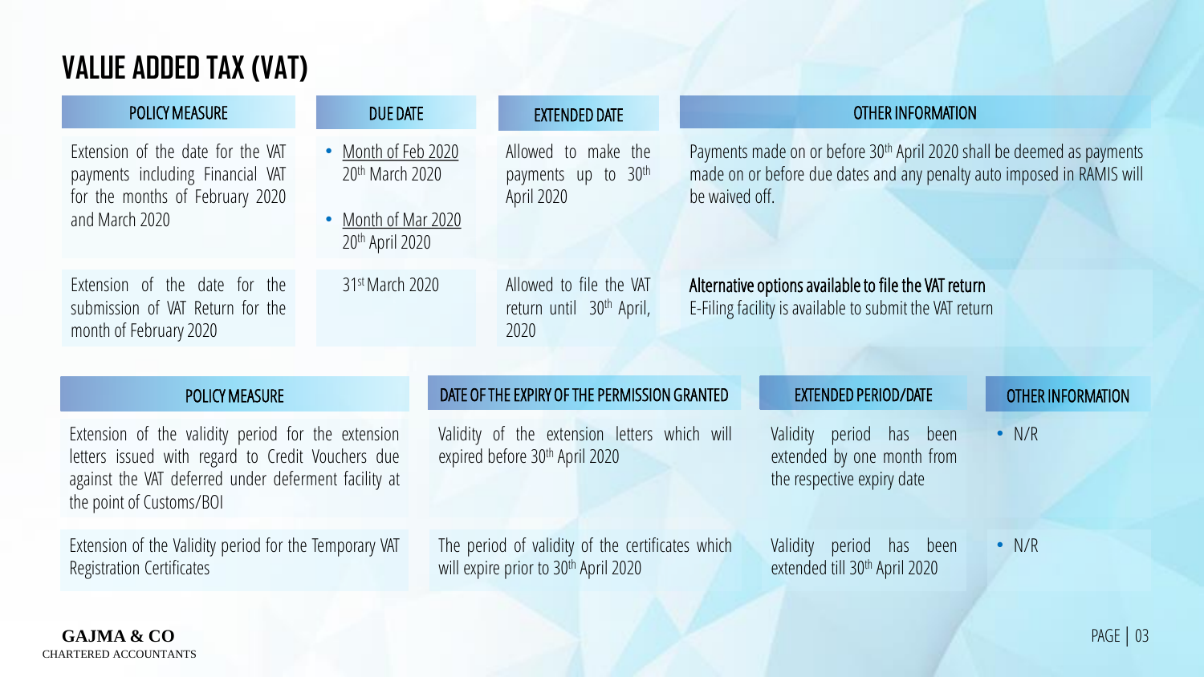# VALUE ADDED TAX (VAT)

| POLICY MEASURE | DUE DATE | EXTENDED DATE | OTHER INFORMATION |
|---|---|---|---|
| Extension of the date for the VAT payments including Financial VAT for the months of February 2020 and March 2020 | • Month of Feb 2020 20th March 2020<br>• Month of Mar 2020 20th April 2020 | Allowed to make the payments up to 30th April 2020 | Payments made on or before 30th April 2020 shall be deemed as payments made on or before due dates and any penalty auto imposed in RAMIS will be waived off. |
| Extension of the date for the submission of VAT Return for the month of February 2020 | 31st March 2020 | Allowed to file the VAT return until 30th April, 2020 | **Alternative options available to file the VAT return**<br>E-Filing facility is available to submit the VAT return |

| POLICY MEASURE | DATE OF THE EXPIRY OF THE PERMISSION GRANTED | EXTENDED PERIOD/DATE | OTHER INFORMATION |
|---|---|---|---|
| Extension of the validity period for the extension letters issued with regard to Credit Vouchers due against the VAT deferred under deferment facility at the point of Customs/BOI | Validity of the extension letters which will expired before 30th April 2020 | Validity period has been extended by one month from the respective expiry date | • N/R |
| Extension of the Validity period for the Temporary VAT Registration Certificates | The period of validity of the certificates which will expire prior to 30th April 2020 | Validity period has been extended till 30th April 2020 | • N/R |

**GAJMA & CO**
CHARTERED ACCOUNTANTS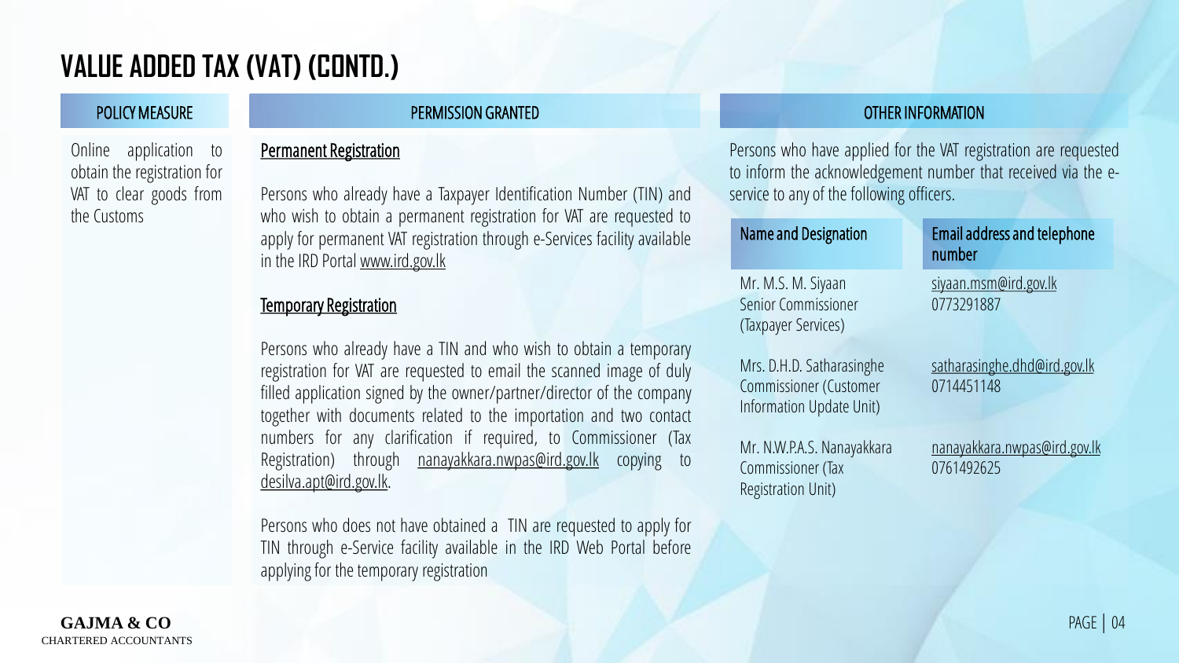# VALUE ADDED TAX (VAT) (CONTD.)

| POLICY MEASURE | PERMISSION GRANTED |
|---|---|
| Online application to obtain the registration for VAT to clear goods from the Customs | **Permanent Registration**<br><br>Persons who already have a Taxpayer Identification Number (TIN) and who wish to obtain a permanent registration for VAT are requested to apply for permanent VAT registration through e-Services facility available in the IRD Portal www.ird.gov.lk<br><br>**Temporary Registration**<br><br>Persons who already have a TIN and who wish to obtain a temporary registration for VAT are requested to email the scanned image of duly filled application signed by the owner/partner/director of the company together with documents related to the importation and two contact numbers for any clarification if required, to Commissioner (Tax Registration) through nanayakkara.nwpas@ird.gov.lk copying to desilva.apt@ird.gov.lk.<br><br>Persons who does not have obtained a TIN are requested to apply for TIN through e-Service facility available in the IRD Web Portal before applying for the temporary registration |

## OTHER INFORMATION

Persons who have applied for the VAT registration are requested to inform the acknowledgement number that received via the e-service to any of the following officers.

| Name and Designation | Email address and telephone number |
|---|---|
| Mr. M.S. M. Siyaan<br>Senior Commissioner (Taxpayer Services) | siyaan.msm@ird.gov.lk<br>0773291887 |
| Mrs. D.H.D. Satharasinghe<br>Commissioner (Customer Information Update Unit) | satharasinghe.dhd@ird.gov.lk<br>0714451148 |
| Mr. N.W.P.A.S. Nanayakkara<br>Commissioner (Tax Registration Unit) | nanayakkara.nwpas@ird.gov.lk<br>0761492625 |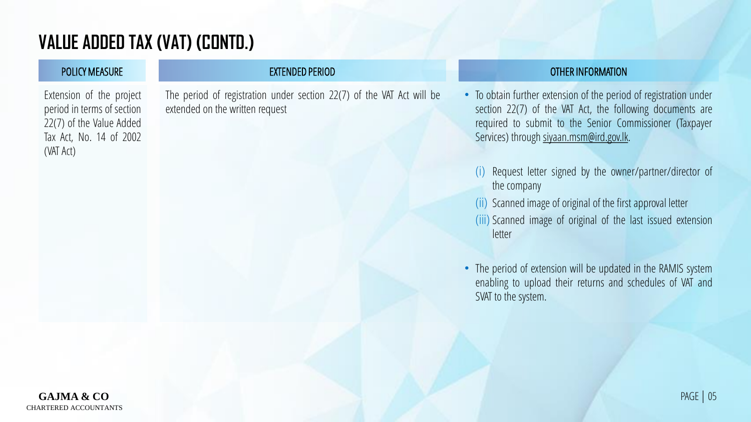# VALUE ADDED TAX (VAT) (CONTD.)

| POLICY MEASURE | EXTENDED PERIOD | OTHER INFORMATION |
|---|---|---|
| Extension of the project period in terms of section 22(7) of the Value Added Tax Act, No. 14 of 2002 (VAT Act) | The period of registration under section 22(7) of the VAT Act will be extended on the written request | • To obtain further extension of the period of registration under section 22(7) of the VAT Act, the following documents are required to submit to the Senior Commissioner (Taxpayer Services) through siyaan.msm@ird.gov.lk.<br>(i) Request letter signed by the owner/partner/director of the company<br>(ii) Scanned image of original of the first approval letter<br>(iii) Scanned image of original of the last issued extension letter<br>• The period of extension will be updated in the RAMIS system enabling to upload their returns and schedules of VAT and SVAT to the system. |

**GAJMA & CO**
CHARTERED ACCOUNTANTS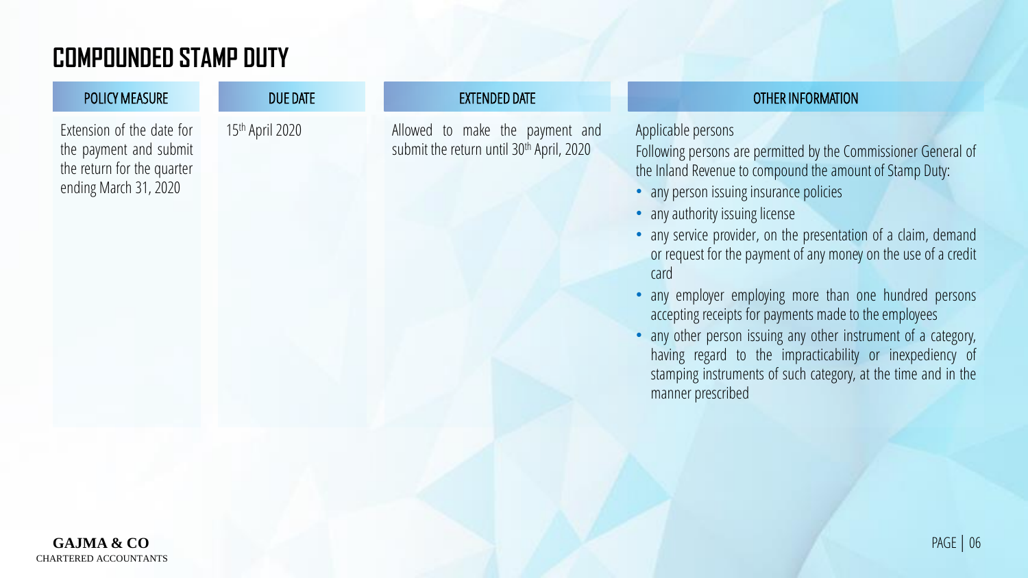# COMPOUNDED STAMP DUTY

| POLICY MEASURE | DUE DATE | EXTENDED DATE | OTHER INFORMATION |
|---|---|---|---|
| Extension of the date for the payment and submit the return for the quarter ending March 31, 2020 | 15th April 2020 | Allowed to make the payment and submit the return until 30th April, 2020 | Applicable persons<br>Following persons are permitted by the Commissioner General of the Inland Revenue to compound the amount of Stamp Duty:<br>• any person issuing insurance policies<br>• any authority issuing license<br>• any service provider, on the presentation of a claim, demand or request for the payment of any money on the use of a credit card<br>• any employer employing more than one hundred persons accepting receipts for payments made to the employees<br>• any other person issuing any other instrument of a category, having regard to the impracticability or inexpediency of stamping instruments of such category, at the time and in the manner prescribed |

**GAJMA & CO**
CHARTERED ACCOUNTANTS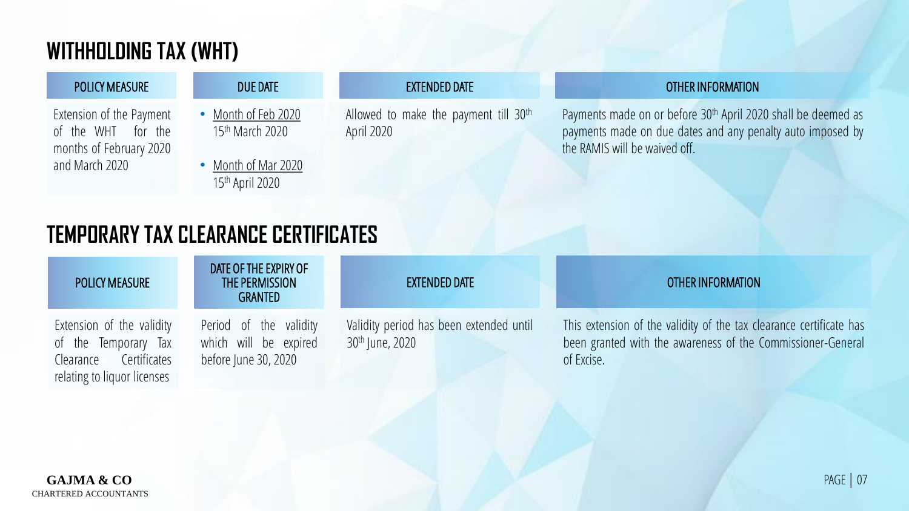## WITHHOLDING TAX (WHT)

| POLICY MEASURE | DUE DATE | EXTENDED DATE | OTHER INFORMATION |
|---|---|---|---|
| Extension of the Payment of the WHT for the months of February 2020 and March 2020 | • Month of Feb 2020 15th March 2020<br>• Month of Mar 2020 15th April 2020 | Allowed to make the payment till 30th April 2020 | Payments made on or before 30th April 2020 shall be deemed as payments made on due dates and any penalty auto imposed by the RAMIS will be waived off. |

## TEMPORARY TAX CLEARANCE CERTIFICATES

| POLICY MEASURE | DATE OF THE EXPIRY OF THE PERMISSION GRANTED | EXTENDED DATE | OTHER INFORMATION |
|---|---|---|---|
| Extension of the validity of the Temporary Tax Clearance Certificates relating to liquor licenses | Period of the validity which will be expired before June 30, 2020 | Validity period has been extended until 30th June, 2020 | This extension of the validity of the tax clearance certificate has been granted with the awareness of the Commissioner-General of Excise. |

**GAJMA & CO**
CHARTERED ACCOUNTANTS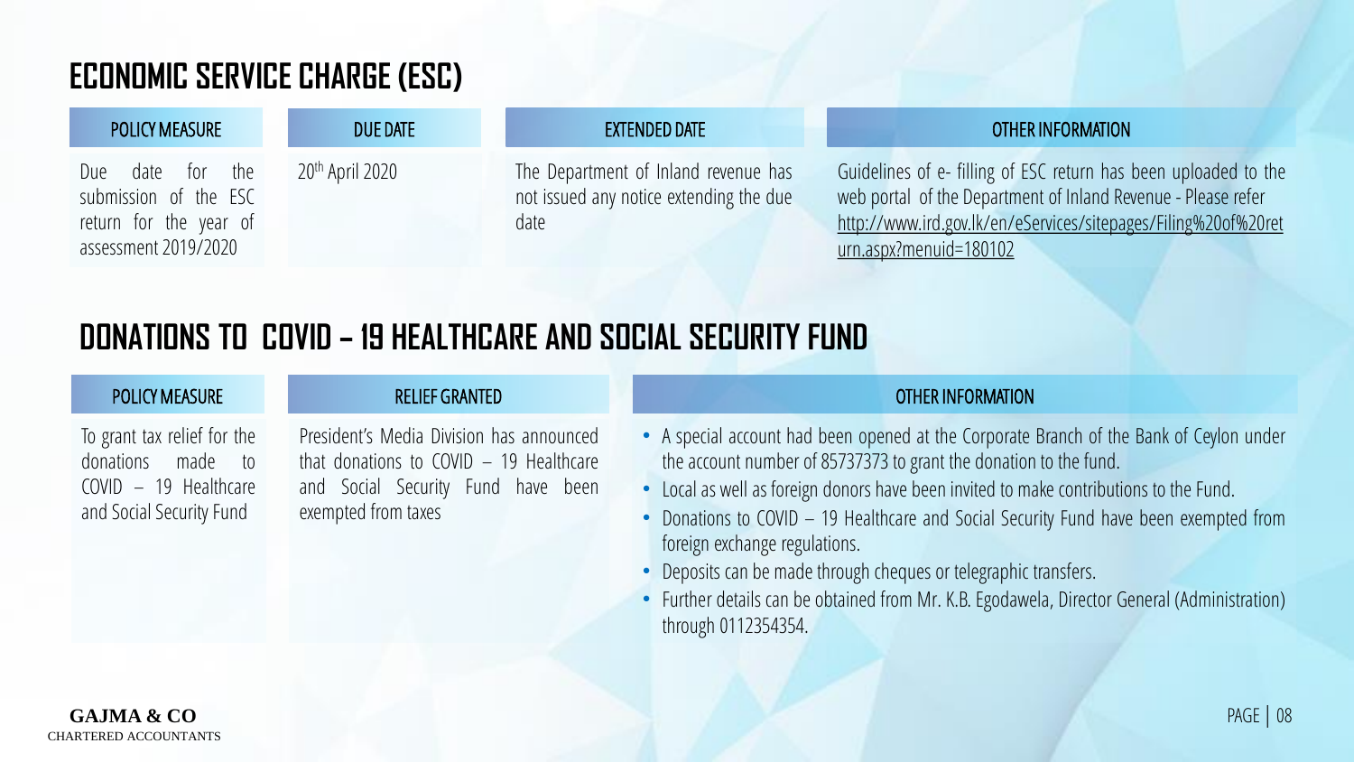# ECONOMIC SERVICE CHARGE (ESC)

| POLICY MEASURE | DUE DATE | EXTENDED DATE | OTHER INFORMATION |
| --- | --- | --- | --- |
| Due date for the submission of the ESC return for the year of assessment 2019/2020 | 20th April 2020 | The Department of Inland revenue has not issued any notice extending the due date | Guidelines of e- filling of ESC return has been uploaded to the web portal of the Department of Inland Revenue - Please refer http://www.ird.gov.lk/en/eServices/sitepages/Filing%20of%20return.aspx?menuid=180102 |

# DONATIONS TO COVID – 19 HEALTHCARE AND SOCIAL SECURITY FUND

| POLICY MEASURE | RELIEF GRANTED | OTHER INFORMATION |
| --- | --- | --- |
| To grant tax relief for the donations made to COVID – 19 Healthcare and Social Security Fund | President's Media Division has announced that donations to COVID – 19 Healthcare and Social Security Fund have been exempted from taxes | • A special account had been opened at the Corporate Branch of the Bank of Ceylon under the account number of 85737373 to grant the donation to the fund.<br>• Local as well as foreign donors have been invited to make contributions to the Fund.<br>• Donations to COVID – 19 Healthcare and Social Security Fund have been exempted from foreign exchange regulations.<br>• Deposits can be made through cheques or telegraphic transfers.<br>• Further details can be obtained from Mr. K.B. Egodawela, Director General (Administration) through 0112354354. |

**GAJMA & CO**
CHARTERED ACCOUNTANTS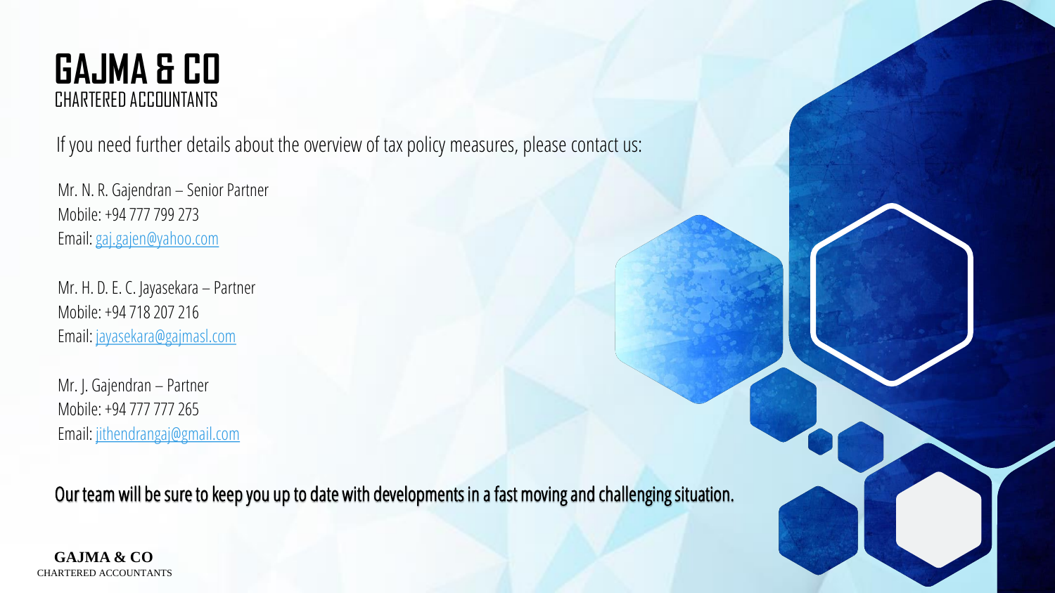# GAJMA & CO
CHARTERED ACCOUNTANTS

If you need further details about the overview of tax policy measures, please contact us:

Mr. N. R. Gajendran – Senior Partner
Mobile: +94 777 799 273
Email: gaj.gajen@yahoo.com

Mr. H. D. E. C. Jayasekara – Partner
Mobile: +94 718 207 216
Email: jayasekara@gajmasl.com

Mr. J. Gajendran – Partner
Mobile: +94 777 777 265
Email: jithendrangaj@gmail.com

Our team will be sure to keep you up to date with developments in a fast moving and challenging situation.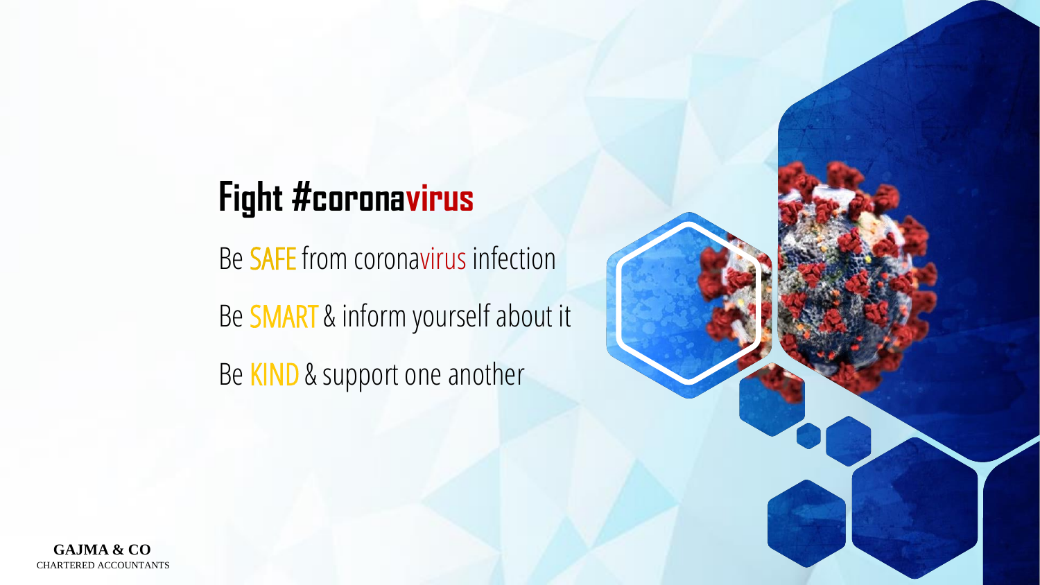# Fight #coronavirus

Be SAFE from coronavirus infection

Be SMART & inform yourself about it

Be KIND & support one another

**GAJMA & CO**
CHARTERED ACCOUNTANTS